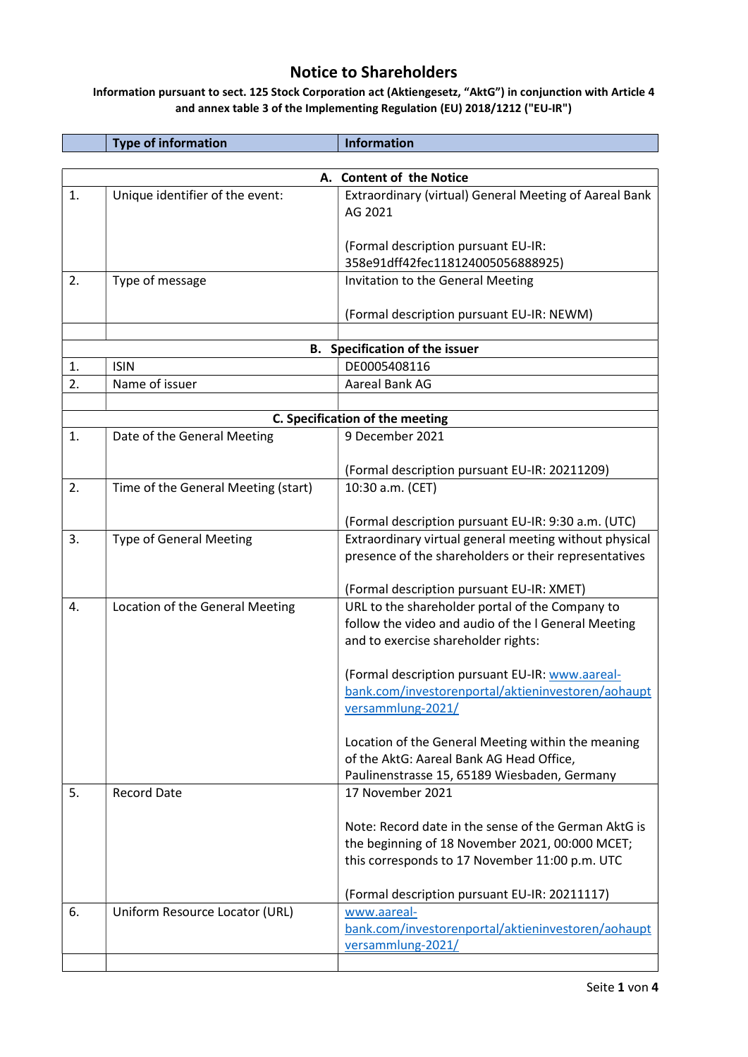# Notice to Shareholders

**Information pursuant to sect. 125 Stock Corporation act (Aktiengesetz, "AktG") in conjunction with Article 4 and annex table 3 of the Implementing Regulation (EU) 2018/1212 ("EU-IR")**

| | **Type of information** | **Information** |
|---|---|---|
| | **A. Content of the Notice** | |
| 1. | Unique identifier of the event: | Extraordinary (virtual) General Meeting of Aareal Bank AG 2021<br><br>(Formal description pursuant EU-IR: 358e91dff42fec118124005056888925) |
| 2. | Type of message | Invitation to the General Meeting<br><br>(Formal description pursuant EU-IR: NEWM) |
| | | |
| | **B. Specification of the issuer** | |
| 1. | ISIN | DE0005408116 |
| 2. | Name of issuer | Aareal Bank AG |
| | | |
| | **C. Specification of the meeting** | |
| 1. | Date of the General Meeting | 9 December 2021<br><br>(Formal description pursuant EU-IR: 20211209) |
| 2. | Time of the General Meeting (start) | 10:30 a.m. (CET)<br><br>(Formal description pursuant EU-IR: 9:30 a.m. (UTC) |
| 3. | Type of General Meeting | Extraordinary virtual general meeting without physical presence of the shareholders or their representatives<br><br>(Formal description pursuant EU-IR: XMET) |
| 4. | Location of the General Meeting | URL to the shareholder portal of the Company to follow the video and audio of the l General Meeting and to exercise shareholder rights:<br><br>(Formal description pursuant EU-IR: www.aareal-bank.com/investorenportal/aktieninvestoren/aohauptversammlung-2021/<br><br>Location of the General Meeting within the meaning of the AktG: Aareal Bank AG Head Office, Paulinenstrasse 15, 65189 Wiesbaden, Germany |
| 5. | Record Date | 17 November 2021<br><br>Note: Record date in the sense of the German AktG is the beginning of 18 November 2021, 00:000 MCET; this corresponds to 17 November 11:00 p.m. UTC<br><br>(Formal description pursuant EU-IR: 20211117) |
| 6. | Uniform Resource Locator (URL) | www.aareal-bank.com/investorenportal/aktieninvestoren/aohauptversammlung-2021/ |
| | | |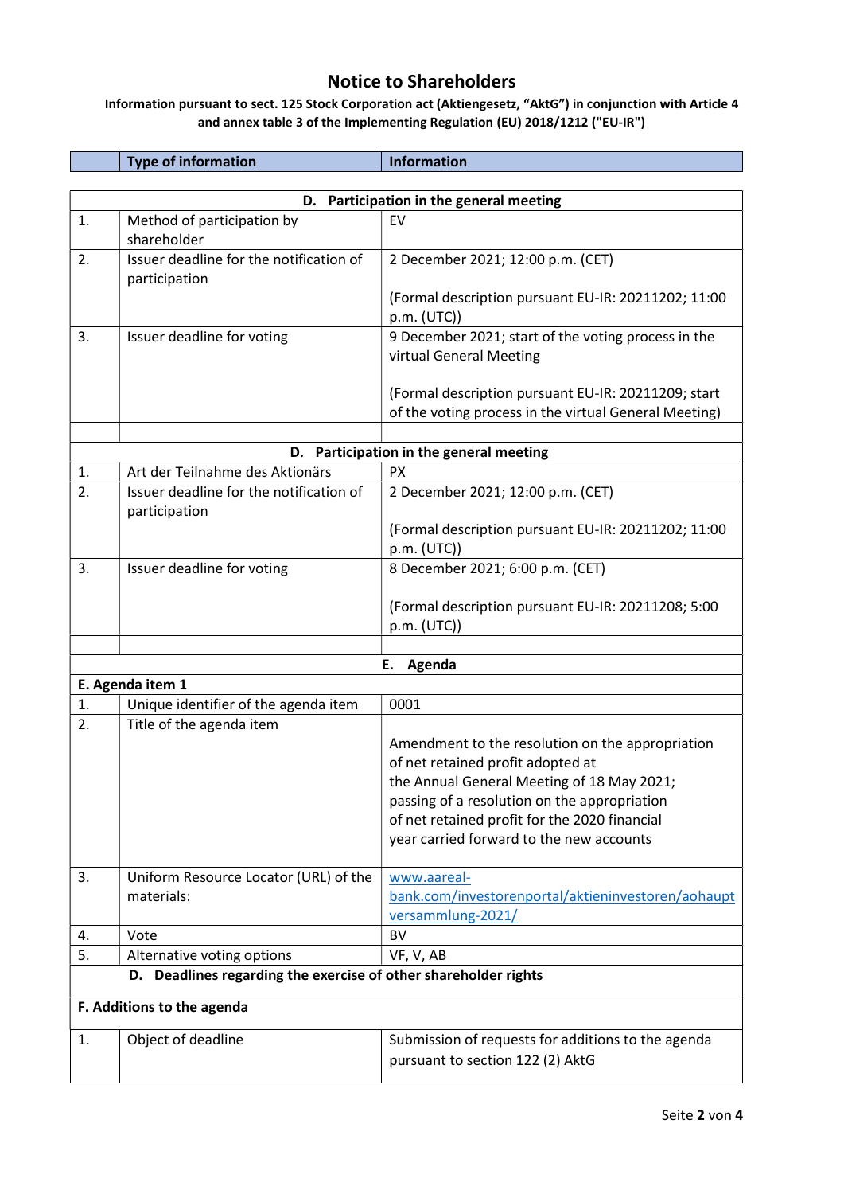# Notice to Shareholders

**Information pursuant to sect. 125 Stock Corporation act (Aktiengesetz, "AktG") in conjunction with Article 4 and annex table 3 of the Implementing Regulation (EU) 2018/1212 ("EU-IR")**

| | Type of information | Information |
|---|---|---|
| | **D. Participation in the general meeting** | |
| 1. | Method of participation by shareholder | EV |
| 2. | Issuer deadline for the notification of participation | 2 December 2021; 12:00 p.m. (CET)<br><br>(Formal description pursuant EU-IR: 20211202; 11:00 p.m. (UTC)) |
| 3. | Issuer deadline for voting | 9 December 2021; start of the voting process in the virtual General Meeting<br><br>(Formal description pursuant EU-IR: 20211209; start of the voting process in the virtual General Meeting) |
| | | |
| | **D. Participation in the general meeting** | |
| 1. | Art der Teilnahme des Aktionärs | PX |
| 2. | Issuer deadline for the notification of participation | 2 December 2021; 12:00 p.m. (CET)<br><br>(Formal description pursuant EU-IR: 20211202; 11:00 p.m. (UTC)) |
| 3. | Issuer deadline for voting | 8 December 2021; 6:00 p.m. (CET)<br><br>(Formal description pursuant EU-IR: 20211208; 5:00 p.m. (UTC)) |
| | | |
| | **E. Agenda** | |
| **E. Agenda item 1** | | |
| 1. | Unique identifier of the agenda item | 0001 |
| 2. | Title of the agenda item | Amendment to the resolution on the appropriation of net retained profit adopted at the Annual General Meeting of 18 May 2021; passing of a resolution on the appropriation of net retained profit for the 2020 financial year carried forward to the new accounts |
| 3. | Uniform Resource Locator (URL) of the materials: | www.aareal-bank.com/investorenportal/aktieninvestoren/aohauptversammlung-2021/ |
| 4. | Vote | BV |
| 5. | Alternative voting options | VF, V, AB |
| | **D. Deadlines regarding the exercise of other shareholder rights** | |
| **F. Additions to the agenda** | | |
| 1. | Object of deadline | Submission of requests for additions to the agenda pursuant to section 122 (2) AktG |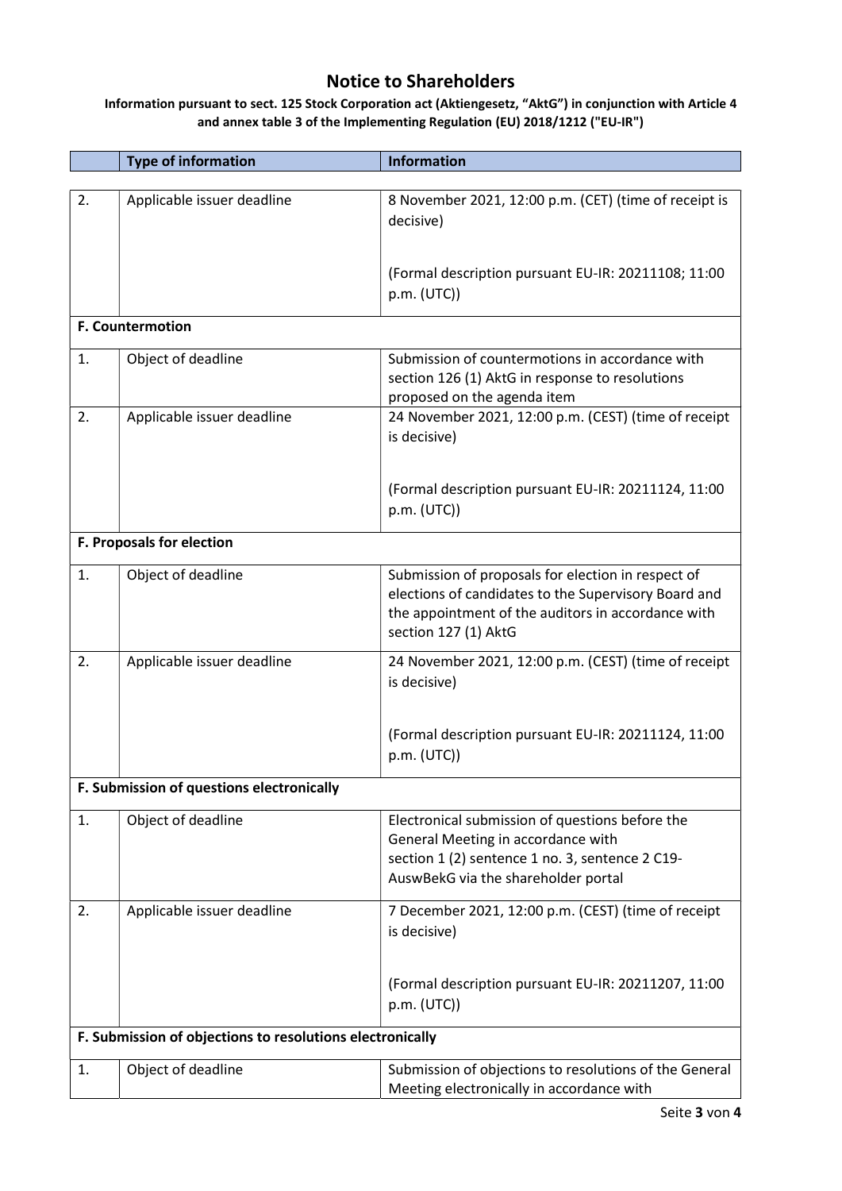## Notice to Shareholders

**Information pursuant to sect. 125 Stock Corporation act (Aktiengesetz, "AktG") in conjunction with Article 4 and annex table 3 of the Implementing Regulation (EU) 2018/1212 ("EU-IR")**

| | **Type of information** | **Information** |
|---|---|---|
| 2. | Applicable issuer deadline | 8 November 2021, 12:00 p.m. (CET) (time of receipt is decisive)<br><br>(Formal description pursuant EU-IR: 20211108; 11:00 p.m. (UTC)) |
| **F. Countermotion** | | |
| 1. | Object of deadline | Submission of countermotions in accordance with section 126 (1) AktG in response to resolutions proposed on the agenda item |
| 2. | Applicable issuer deadline | 24 November 2021, 12:00 p.m. (CEST) (time of receipt is decisive)<br><br>(Formal description pursuant EU-IR: 20211124, 11:00 p.m. (UTC)) |
| **F. Proposals for election** | | |
| 1. | Object of deadline | Submission of proposals for election in respect of elections of candidates to the Supervisory Board and the appointment of the auditors in accordance with section 127 (1) AktG |
| 2. | Applicable issuer deadline | 24 November 2021, 12:00 p.m. (CEST) (time of receipt is decisive)<br><br>(Formal description pursuant EU-IR: 20211124, 11:00 p.m. (UTC)) |
| **F. Submission of questions electronically** | | |
| 1. | Object of deadline | Electronical submission of questions before the General Meeting in accordance with section 1 (2) sentence 1 no. 3, sentence 2 C19-AuswBekG via the shareholder portal |
| 2. | Applicable issuer deadline | 7 December 2021, 12:00 p.m. (CEST) (time of receipt is decisive)<br><br>(Formal description pursuant EU-IR: 20211207, 11:00 p.m. (UTC)) |
| **F. Submission of objections to resolutions electronically** | | |
| 1. | Object of deadline | Submission of objections to resolutions of the General Meeting electronically in accordance with |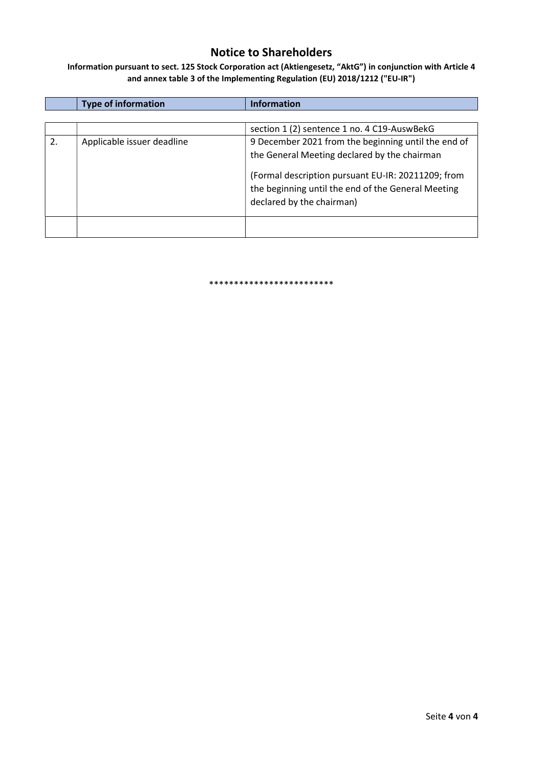## Notice to Shareholders

**Information pursuant to sect. 125 Stock Corporation act (Aktiengesetz, "AktG") in conjunction with Article 4 and annex table 3 of the Implementing Regulation (EU) 2018/1212 ("EU-IR")**

| | Type of information | Information |
|---|---|---|
| | | section 1 (2) sentence 1 no. 4 C19-AuswBekG |
| 2. | Applicable issuer deadline | 9 December 2021 from the beginning until the end of the General Meeting declared by the chairman<br><br>(Formal description pursuant EU-IR: 20211209; from the beginning until the end of the General Meeting declared by the chairman) |
| | | |

*************************